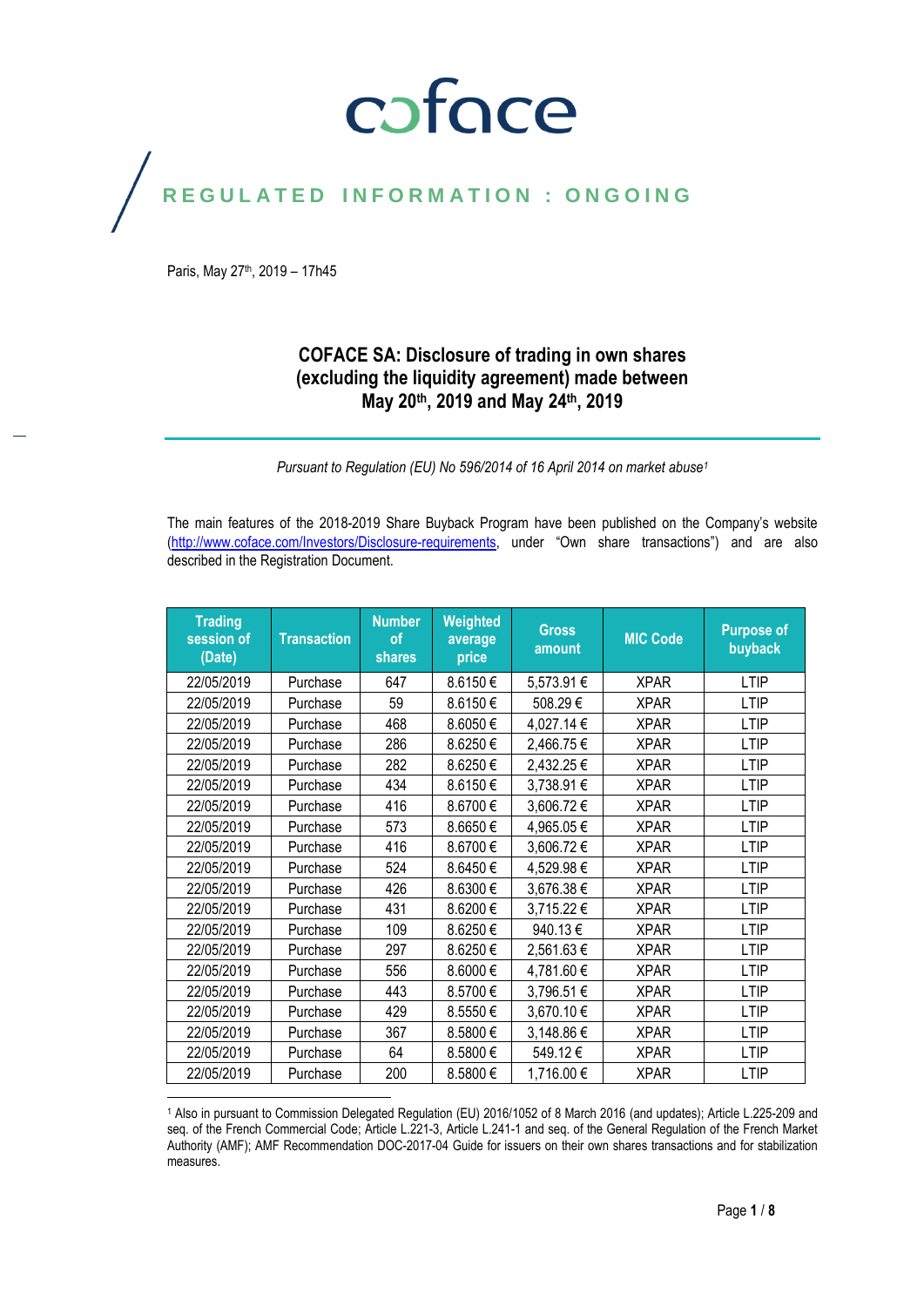# coface

REGULATED INFORMATION : ONGOING

Paris, May 27th, 2019 – 17h45

## COFACE SA: Disclosure of trading in own shares (excluding the liquidity agreement) made between May 20th, 2019 and May 24th, 2019

*Pursuant to Regulation (EU) No 596/2014 of 16 April 2014 on market abuse[1]*

The main features of the 2018-2019 Share Buyback Program have been published on the Company's website (http://www.coface.com/Investors/Disclosure-requirements, under "Own share transactions") and are also described in the Registration Document.

| Trading session of (Date) | Transaction | Number of shares | Weighted average price | Gross amount | MIC Code | Purpose of buyback |
|---|---|---|---|---|---|---|
| 22/05/2019 | Purchase | 647 | 8.6150 € | 5,573.91 € | XPAR | LTIP |
| 22/05/2019 | Purchase | 59 | 8.6150 € | 508.29 € | XPAR | LTIP |
| 22/05/2019 | Purchase | 468 | 8.6050 € | 4,027.14 € | XPAR | LTIP |
| 22/05/2019 | Purchase | 286 | 8.6250 € | 2,466.75 € | XPAR | LTIP |
| 22/05/2019 | Purchase | 282 | 8.6250 € | 2,432.25 € | XPAR | LTIP |
| 22/05/2019 | Purchase | 434 | 8.6150 € | 3,738.91 € | XPAR | LTIP |
| 22/05/2019 | Purchase | 416 | 8.6700 € | 3,606.72 € | XPAR | LTIP |
| 22/05/2019 | Purchase | 573 | 8.6650 € | 4,965.05 € | XPAR | LTIP |
| 22/05/2019 | Purchase | 416 | 8.6700 € | 3,606.72 € | XPAR | LTIP |
| 22/05/2019 | Purchase | 524 | 8.6450 € | 4,529.98 € | XPAR | LTIP |
| 22/05/2019 | Purchase | 426 | 8.6300 € | 3,676.38 € | XPAR | LTIP |
| 22/05/2019 | Purchase | 431 | 8.6200 € | 3,715.22 € | XPAR | LTIP |
| 22/05/2019 | Purchase | 109 | 8.6250 € | 940.13 € | XPAR | LTIP |
| 22/05/2019 | Purchase | 297 | 8.6250 € | 2,561.63 € | XPAR | LTIP |
| 22/05/2019 | Purchase | 556 | 8.6000 € | 4,781.60 € | XPAR | LTIP |
| 22/05/2019 | Purchase | 443 | 8.5700 € | 3,796.51 € | XPAR | LTIP |
| 22/05/2019 | Purchase | 429 | 8.5550 € | 3,670.10 € | XPAR | LTIP |
| 22/05/2019 | Purchase | 367 | 8.5800 € | 3,148.86 € | XPAR | LTIP |
| 22/05/2019 | Purchase | 64 | 8.5800 € | 549.12 € | XPAR | LTIP |
| 22/05/2019 | Purchase | 200 | 8.5800 € | 1,716.00 € | XPAR | LTIP |

[1] Also in pursuant to Commission Delegated Regulation (EU) 2016/1052 of 8 March 2016 (and updates); Article L.225-209 and seq. of the French Commercial Code; Article L.221-3, Article L.241-1 and seq. of the General Regulation of the French Market Authority (AMF); AMF Recommendation DOC-2017-04 Guide for issuers on their own shares transactions and for stabilization measures.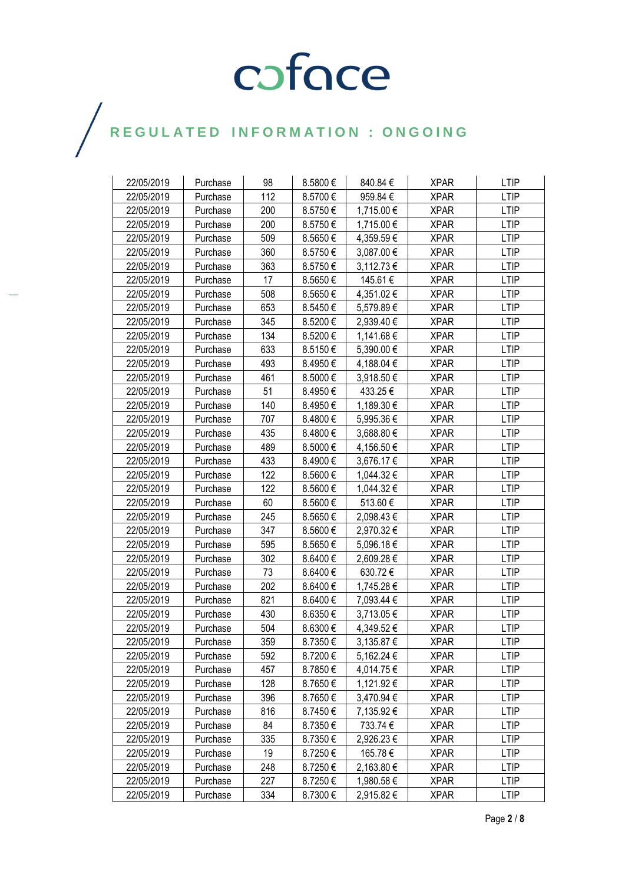| 22/05/2019 | Purchase | 98 | 8.5800 € | 840.84 € | XPAR | LTIP |
|---|---|---|---|---|---|---|
| 22/05/2019 | Purchase | 112 | 8.5700 € | 959.84 € | XPAR | LTIP |
| 22/05/2019 | Purchase | 200 | 8.5750 € | 1,715.00 € | XPAR | LTIP |
| 22/05/2019 | Purchase | 200 | 8.5750 € | 1,715.00 € | XPAR | LTIP |
| 22/05/2019 | Purchase | 509 | 8.5650 € | 4,359.59 € | XPAR | LTIP |
| 22/05/2019 | Purchase | 360 | 8.5750 € | 3,087.00 € | XPAR | LTIP |
| 22/05/2019 | Purchase | 363 | 8.5750 € | 3,112.73 € | XPAR | LTIP |
| 22/05/2019 | Purchase | 17 | 8.5650 € | 145.61 € | XPAR | LTIP |
| 22/05/2019 | Purchase | 508 | 8.5650 € | 4,351.02 € | XPAR | LTIP |
| 22/05/2019 | Purchase | 653 | 8.5450 € | 5,579.89 € | XPAR | LTIP |
| 22/05/2019 | Purchase | 345 | 8.5200 € | 2,939.40 € | XPAR | LTIP |
| 22/05/2019 | Purchase | 134 | 8.5200 € | 1,141.68 € | XPAR | LTIP |
| 22/05/2019 | Purchase | 633 | 8.5150 € | 5,390.00 € | XPAR | LTIP |
| 22/05/2019 | Purchase | 493 | 8.4950 € | 4,188.04 € | XPAR | LTIP |
| 22/05/2019 | Purchase | 461 | 8.5000 € | 3,918.50 € | XPAR | LTIP |
| 22/05/2019 | Purchase | 51 | 8.4950 € | 433.25 € | XPAR | LTIP |
| 22/05/2019 | Purchase | 140 | 8.4950 € | 1,189.30 € | XPAR | LTIP |
| 22/05/2019 | Purchase | 707 | 8.4800 € | 5,995.36 € | XPAR | LTIP |
| 22/05/2019 | Purchase | 435 | 8.4800 € | 3,688.80 € | XPAR | LTIP |
| 22/05/2019 | Purchase | 489 | 8.5000 € | 4,156.50 € | XPAR | LTIP |
| 22/05/2019 | Purchase | 433 | 8.4900 € | 3,676.17 € | XPAR | LTIP |
| 22/05/2019 | Purchase | 122 | 8.5600 € | 1,044.32 € | XPAR | LTIP |
| 22/05/2019 | Purchase | 122 | 8.5600 € | 1,044.32 € | XPAR | LTIP |
| 22/05/2019 | Purchase | 60 | 8.5600 € | 513.60 € | XPAR | LTIP |
| 22/05/2019 | Purchase | 245 | 8.5650 € | 2,098.43 € | XPAR | LTIP |
| 22/05/2019 | Purchase | 347 | 8.5600 € | 2,970.32 € | XPAR | LTIP |
| 22/05/2019 | Purchase | 595 | 8.5650 € | 5,096.18 € | XPAR | LTIP |
| 22/05/2019 | Purchase | 302 | 8.6400 € | 2,609.28 € | XPAR | LTIP |
| 22/05/2019 | Purchase | 73 | 8.6400 € | 630.72 € | XPAR | LTIP |
| 22/05/2019 | Purchase | 202 | 8.6400 € | 1,745.28 € | XPAR | LTIP |
| 22/05/2019 | Purchase | 821 | 8.6400 € | 7,093.44 € | XPAR | LTIP |
| 22/05/2019 | Purchase | 430 | 8.6350 € | 3,713.05 € | XPAR | LTIP |
| 22/05/2019 | Purchase | 504 | 8.6300 € | 4,349.52 € | XPAR | LTIP |
| 22/05/2019 | Purchase | 359 | 8.7350 € | 3,135.87 € | XPAR | LTIP |
| 22/05/2019 | Purchase | 592 | 8.7200 € | 5,162.24 € | XPAR | LTIP |
| 22/05/2019 | Purchase | 457 | 8.7850 € | 4,014.75 € | XPAR | LTIP |
| 22/05/2019 | Purchase | 128 | 8.7650 € | 1,121.92 € | XPAR | LTIP |
| 22/05/2019 | Purchase | 396 | 8.7650 € | 3,470.94 € | XPAR | LTIP |
| 22/05/2019 | Purchase | 816 | 8.7450 € | 7,135.92 € | XPAR | LTIP |
| 22/05/2019 | Purchase | 84 | 8.7350 € | 733.74 € | XPAR | LTIP |
| 22/05/2019 | Purchase | 335 | 8.7350 € | 2,926.23 € | XPAR | LTIP |
| 22/05/2019 | Purchase | 19 | 8.7250 € | 165.78 € | XPAR | LTIP |
| 22/05/2019 | Purchase | 248 | 8.7250 € | 2,163.80 € | XPAR | LTIP |
| 22/05/2019 | Purchase | 227 | 8.7250 € | 1,980.58 € | XPAR | LTIP |
| 22/05/2019 | Purchase | 334 | 8.7300 € | 2,915.82 € | XPAR | LTIP |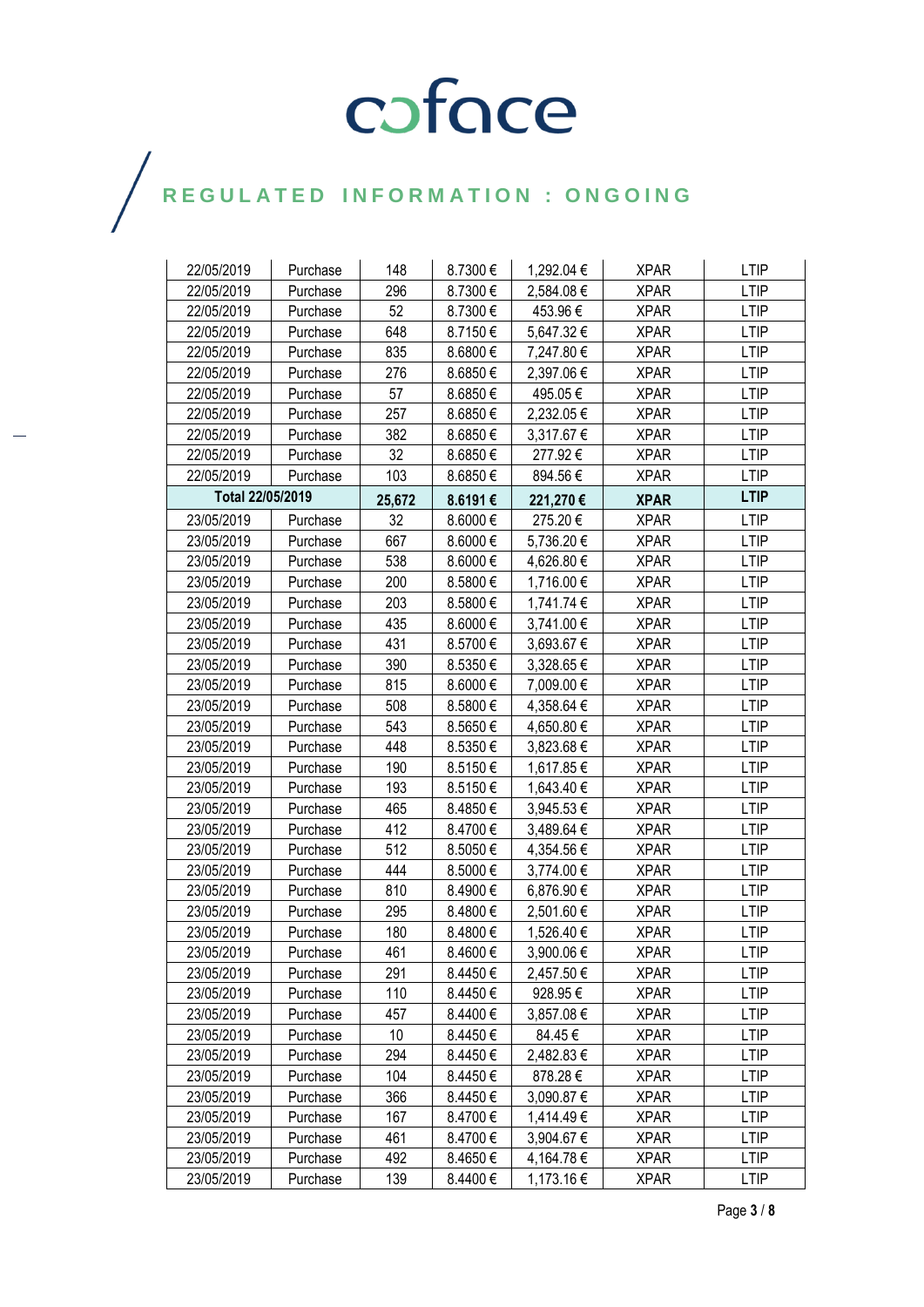# coface

## REGULATED INFORMATION : ONGOING

| | | | | | | |
|---|---|---|---|---|---|---|
| 22/05/2019 | Purchase | 148 | 8.7300 € | 1,292.04 € | XPAR | LTIP |
| 22/05/2019 | Purchase | 296 | 8.7300 € | 2,584.08 € | XPAR | LTIP |
| 22/05/2019 | Purchase | 52 | 8.7300 € | 453.96 € | XPAR | LTIP |
| 22/05/2019 | Purchase | 648 | 8.7150 € | 5,647.32 € | XPAR | LTIP |
| 22/05/2019 | Purchase | 835 | 8.6800 € | 7,247.80 € | XPAR | LTIP |
| 22/05/2019 | Purchase | 276 | 8.6850 € | 2,397.06 € | XPAR | LTIP |
| 22/05/2019 | Purchase | 57 | 8.6850 € | 495.05 € | XPAR | LTIP |
| 22/05/2019 | Purchase | 257 | 8.6850 € | 2,232.05 € | XPAR | LTIP |
| 22/05/2019 | Purchase | 382 | 8.6850 € | 3,317.67 € | XPAR | LTIP |
| 22/05/2019 | Purchase | 32 | 8.6850 € | 277.92 € | XPAR | LTIP |
| 22/05/2019 | Purchase | 103 | 8.6850 € | 894.56 € | XPAR | LTIP |
| **Total 22/05/2019** | | **25,672** | **8.6191 €** | **221,270 €** | **XPAR** | **LTIP** |
| 23/05/2019 | Purchase | 32 | 8.6000 € | 275.20 € | XPAR | LTIP |
| 23/05/2019 | Purchase | 667 | 8.6000 € | 5,736.20 € | XPAR | LTIP |
| 23/05/2019 | Purchase | 538 | 8.6000 € | 4,626.80 € | XPAR | LTIP |
| 23/05/2019 | Purchase | 200 | 8.5800 € | 1,716.00 € | XPAR | LTIP |
| 23/05/2019 | Purchase | 203 | 8.5800 € | 1,741.74 € | XPAR | LTIP |
| 23/05/2019 | Purchase | 435 | 8.6000 € | 3,741.00 € | XPAR | LTIP |
| 23/05/2019 | Purchase | 431 | 8.5700 € | 3,693.67 € | XPAR | LTIP |
| 23/05/2019 | Purchase | 390 | 8.5350 € | 3,328.65 € | XPAR | LTIP |
| 23/05/2019 | Purchase | 815 | 8.6000 € | 7,009.00 € | XPAR | LTIP |
| 23/05/2019 | Purchase | 508 | 8.5800 € | 4,358.64 € | XPAR | LTIP |
| 23/05/2019 | Purchase | 543 | 8.5650 € | 4,650.80 € | XPAR | LTIP |
| 23/05/2019 | Purchase | 448 | 8.5350 € | 3,823.68 € | XPAR | LTIP |
| 23/05/2019 | Purchase | 190 | 8.5150 € | 1,617.85 € | XPAR | LTIP |
| 23/05/2019 | Purchase | 193 | 8.5150 € | 1,643.40 € | XPAR | LTIP |
| 23/05/2019 | Purchase | 465 | 8.4850 € | 3,945.53 € | XPAR | LTIP |
| 23/05/2019 | Purchase | 412 | 8.4700 € | 3,489.64 € | XPAR | LTIP |
| 23/05/2019 | Purchase | 512 | 8.5050 € | 4,354.56 € | XPAR | LTIP |
| 23/05/2019 | Purchase | 444 | 8.5000 € | 3,774.00 € | XPAR | LTIP |
| 23/05/2019 | Purchase | 810 | 8.4900 € | 6,876.90 € | XPAR | LTIP |
| 23/05/2019 | Purchase | 295 | 8.4800 € | 2,501.60 € | XPAR | LTIP |
| 23/05/2019 | Purchase | 180 | 8.4800 € | 1,526.40 € | XPAR | LTIP |
| 23/05/2019 | Purchase | 461 | 8.4600 € | 3,900.06 € | XPAR | LTIP |
| 23/05/2019 | Purchase | 291 | 8.4450 € | 2,457.50 € | XPAR | LTIP |
| 23/05/2019 | Purchase | 110 | 8.4450 € | 928.95 € | XPAR | LTIP |
| 23/05/2019 | Purchase | 457 | 8.4400 € | 3,857.08 € | XPAR | LTIP |
| 23/05/2019 | Purchase | 10 | 8.4450 € | 84.45 € | XPAR | LTIP |
| 23/05/2019 | Purchase | 294 | 8.4450 € | 2,482.83 € | XPAR | LTIP |
| 23/05/2019 | Purchase | 104 | 8.4450 € | 878.28 € | XPAR | LTIP |
| 23/05/2019 | Purchase | 366 | 8.4450 € | 3,090.87 € | XPAR | LTIP |
| 23/05/2019 | Purchase | 167 | 8.4700 € | 1,414.49 € | XPAR | LTIP |
| 23/05/2019 | Purchase | 461 | 8.4700 € | 3,904.67 € | XPAR | LTIP |
| 23/05/2019 | Purchase | 492 | 8.4650 € | 4,164.78 € | XPAR | LTIP |
| 23/05/2019 | Purchase | 139 | 8.4400 € | 1,173.16 € | XPAR | LTIP |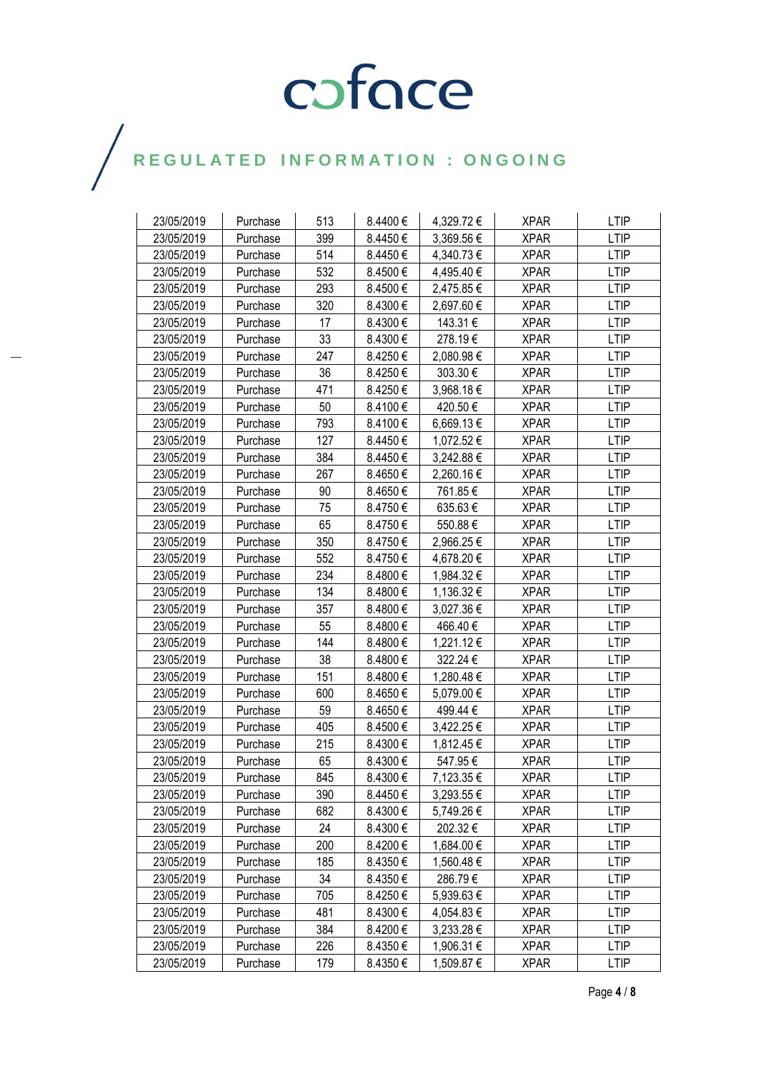| 23/05/2019 | Purchase | 513 | 8.4400 € | 4,329.72 € | XPAR | LTIP |
|---|---|---|---|---|---|---|
| 23/05/2019 | Purchase | 399 | 8.4450 € | 3,369.56 € | XPAR | LTIP |
| 23/05/2019 | Purchase | 514 | 8.4450 € | 4,340.73 € | XPAR | LTIP |
| 23/05/2019 | Purchase | 532 | 8.4500 € | 4,495.40 € | XPAR | LTIP |
| 23/05/2019 | Purchase | 293 | 8.4500 € | 2,475.85 € | XPAR | LTIP |
| 23/05/2019 | Purchase | 320 | 8.4300 € | 2,697.60 € | XPAR | LTIP |
| 23/05/2019 | Purchase | 17 | 8.4300 € | 143.31 € | XPAR | LTIP |
| 23/05/2019 | Purchase | 33 | 8.4300 € | 278.19 € | XPAR | LTIP |
| 23/05/2019 | Purchase | 247 | 8.4250 € | 2,080.98 € | XPAR | LTIP |
| 23/05/2019 | Purchase | 36 | 8.4250 € | 303.30 € | XPAR | LTIP |
| 23/05/2019 | Purchase | 471 | 8.4250 € | 3,968.18 € | XPAR | LTIP |
| 23/05/2019 | Purchase | 50 | 8.4100 € | 420.50 € | XPAR | LTIP |
| 23/05/2019 | Purchase | 793 | 8.4100 € | 6,669.13 € | XPAR | LTIP |
| 23/05/2019 | Purchase | 127 | 8.4450 € | 1,072.52 € | XPAR | LTIP |
| 23/05/2019 | Purchase | 384 | 8.4450 € | 3,242.88 € | XPAR | LTIP |
| 23/05/2019 | Purchase | 267 | 8.4650 € | 2,260.16 € | XPAR | LTIP |
| 23/05/2019 | Purchase | 90 | 8.4650 € | 761.85 € | XPAR | LTIP |
| 23/05/2019 | Purchase | 75 | 8.4750 € | 635.63 € | XPAR | LTIP |
| 23/05/2019 | Purchase | 65 | 8.4750 € | 550.88 € | XPAR | LTIP |
| 23/05/2019 | Purchase | 350 | 8.4750 € | 2,966.25 € | XPAR | LTIP |
| 23/05/2019 | Purchase | 552 | 8.4750 € | 4,678.20 € | XPAR | LTIP |
| 23/05/2019 | Purchase | 234 | 8.4800 € | 1,984.32 € | XPAR | LTIP |
| 23/05/2019 | Purchase | 134 | 8.4800 € | 1,136.32 € | XPAR | LTIP |
| 23/05/2019 | Purchase | 357 | 8.4800 € | 3,027.36 € | XPAR | LTIP |
| 23/05/2019 | Purchase | 55 | 8.4800 € | 466.40 € | XPAR | LTIP |
| 23/05/2019 | Purchase | 144 | 8.4800 € | 1,221.12 € | XPAR | LTIP |
| 23/05/2019 | Purchase | 38 | 8.4800 € | 322.24 € | XPAR | LTIP |
| 23/05/2019 | Purchase | 151 | 8.4800 € | 1,280.48 € | XPAR | LTIP |
| 23/05/2019 | Purchase | 600 | 8.4650 € | 5,079.00 € | XPAR | LTIP |
| 23/05/2019 | Purchase | 59 | 8.4650 € | 499.44 € | XPAR | LTIP |
| 23/05/2019 | Purchase | 405 | 8.4500 € | 3,422.25 € | XPAR | LTIP |
| 23/05/2019 | Purchase | 215 | 8.4300 € | 1,812.45 € | XPAR | LTIP |
| 23/05/2019 | Purchase | 65 | 8.4300 € | 547.95 € | XPAR | LTIP |
| 23/05/2019 | Purchase | 845 | 8.4300 € | 7,123.35 € | XPAR | LTIP |
| 23/05/2019 | Purchase | 390 | 8.4450 € | 3,293.55 € | XPAR | LTIP |
| 23/05/2019 | Purchase | 682 | 8.4300 € | 5,749.26 € | XPAR | LTIP |
| 23/05/2019 | Purchase | 24 | 8.4300 € | 202.32 € | XPAR | LTIP |
| 23/05/2019 | Purchase | 200 | 8.4200 € | 1,684.00 € | XPAR | LTIP |
| 23/05/2019 | Purchase | 185 | 8.4350 € | 1,560.48 € | XPAR | LTIP |
| 23/05/2019 | Purchase | 34 | 8.4350 € | 286.79 € | XPAR | LTIP |
| 23/05/2019 | Purchase | 705 | 8.4250 € | 5,939.63 € | XPAR | LTIP |
| 23/05/2019 | Purchase | 481 | 8.4300 € | 4,054.83 € | XPAR | LTIP |
| 23/05/2019 | Purchase | 384 | 8.4200 € | 3,233.28 € | XPAR | LTIP |
| 23/05/2019 | Purchase | 226 | 8.4350 € | 1,906.31 € | XPAR | LTIP |
| 23/05/2019 | Purchase | 179 | 8.4350 € | 1,509.87 € | XPAR | LTIP |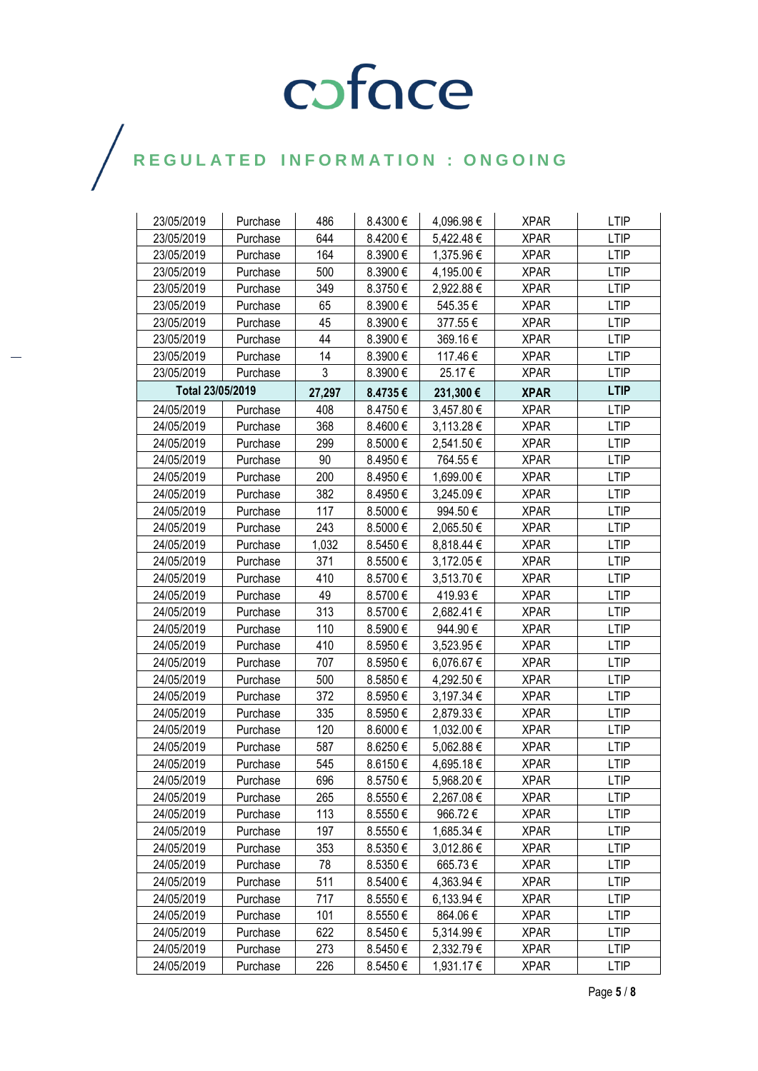# coface

## REGULATED INFORMATION : ONGOING

| | | | | | | |
|---|---|---|---|---|---|---|
| 23/05/2019 | Purchase | 486 | 8.4300 € | 4,096.98 € | XPAR | LTIP |
| 23/05/2019 | Purchase | 644 | 8.4200 € | 5,422.48 € | XPAR | LTIP |
| 23/05/2019 | Purchase | 164 | 8.3900 € | 1,375.96 € | XPAR | LTIP |
| 23/05/2019 | Purchase | 500 | 8.3900 € | 4,195.00 € | XPAR | LTIP |
| 23/05/2019 | Purchase | 349 | 8.3750 € | 2,922.88 € | XPAR | LTIP |
| 23/05/2019 | Purchase | 65 | 8.3900 € | 545.35 € | XPAR | LTIP |
| 23/05/2019 | Purchase | 45 | 8.3900 € | 377.55 € | XPAR | LTIP |
| 23/05/2019 | Purchase | 44 | 8.3900 € | 369.16 € | XPAR | LTIP |
| 23/05/2019 | Purchase | 14 | 8.3900 € | 117.46 € | XPAR | LTIP |
| 23/05/2019 | Purchase | 3 | 8.3900 € | 25.17 € | XPAR | LTIP |
| **Total 23/05/2019** | | **27,297** | **8.4735 €** | **231,300 €** | **XPAR** | **LTIP** |
| 24/05/2019 | Purchase | 408 | 8.4750 € | 3,457.80 € | XPAR | LTIP |
| 24/05/2019 | Purchase | 368 | 8.4600 € | 3,113.28 € | XPAR | LTIP |
| 24/05/2019 | Purchase | 299 | 8.5000 € | 2,541.50 € | XPAR | LTIP |
| 24/05/2019 | Purchase | 90 | 8.4950 € | 764.55 € | XPAR | LTIP |
| 24/05/2019 | Purchase | 200 | 8.4950 € | 1,699.00 € | XPAR | LTIP |
| 24/05/2019 | Purchase | 382 | 8.4950 € | 3,245.09 € | XPAR | LTIP |
| 24/05/2019 | Purchase | 117 | 8.5000 € | 994.50 € | XPAR | LTIP |
| 24/05/2019 | Purchase | 243 | 8.5000 € | 2,065.50 € | XPAR | LTIP |
| 24/05/2019 | Purchase | 1,032 | 8.5450 € | 8,818.44 € | XPAR | LTIP |
| 24/05/2019 | Purchase | 371 | 8.5500 € | 3,172.05 € | XPAR | LTIP |
| 24/05/2019 | Purchase | 410 | 8.5700 € | 3,513.70 € | XPAR | LTIP |
| 24/05/2019 | Purchase | 49 | 8.5700 € | 419.93 € | XPAR | LTIP |
| 24/05/2019 | Purchase | 313 | 8.5700 € | 2,682.41 € | XPAR | LTIP |
| 24/05/2019 | Purchase | 110 | 8.5900 € | 944.90 € | XPAR | LTIP |
| 24/05/2019 | Purchase | 410 | 8.5950 € | 3,523.95 € | XPAR | LTIP |
| 24/05/2019 | Purchase | 707 | 8.5950 € | 6,076.67 € | XPAR | LTIP |
| 24/05/2019 | Purchase | 500 | 8.5850 € | 4,292.50 € | XPAR | LTIP |
| 24/05/2019 | Purchase | 372 | 8.5950 € | 3,197.34 € | XPAR | LTIP |
| 24/05/2019 | Purchase | 335 | 8.5950 € | 2,879.33 € | XPAR | LTIP |
| 24/05/2019 | Purchase | 120 | 8.6000 € | 1,032.00 € | XPAR | LTIP |
| 24/05/2019 | Purchase | 587 | 8.6250 € | 5,062.88 € | XPAR | LTIP |
| 24/05/2019 | Purchase | 545 | 8.6150 € | 4,695.18 € | XPAR | LTIP |
| 24/05/2019 | Purchase | 696 | 8.5750 € | 5,968.20 € | XPAR | LTIP |
| 24/05/2019 | Purchase | 265 | 8.5550 € | 2,267.08 € | XPAR | LTIP |
| 24/05/2019 | Purchase | 113 | 8.5550 € | 966.72 € | XPAR | LTIP |
| 24/05/2019 | Purchase | 197 | 8.5550 € | 1,685.34 € | XPAR | LTIP |
| 24/05/2019 | Purchase | 353 | 8.5350 € | 3,012.86 € | XPAR | LTIP |
| 24/05/2019 | Purchase | 78 | 8.5350 € | 665.73 € | XPAR | LTIP |
| 24/05/2019 | Purchase | 511 | 8.5400 € | 4,363.94 € | XPAR | LTIP |
| 24/05/2019 | Purchase | 717 | 8.5550 € | 6,133.94 € | XPAR | LTIP |
| 24/05/2019 | Purchase | 101 | 8.5550 € | 864.06 € | XPAR | LTIP |
| 24/05/2019 | Purchase | 622 | 8.5450 € | 5,314.99 € | XPAR | LTIP |
| 24/05/2019 | Purchase | 273 | 8.5450 € | 2,332.79 € | XPAR | LTIP |
| 24/05/2019 | Purchase | 226 | 8.5450 € | 1,931.17 € | XPAR | LTIP |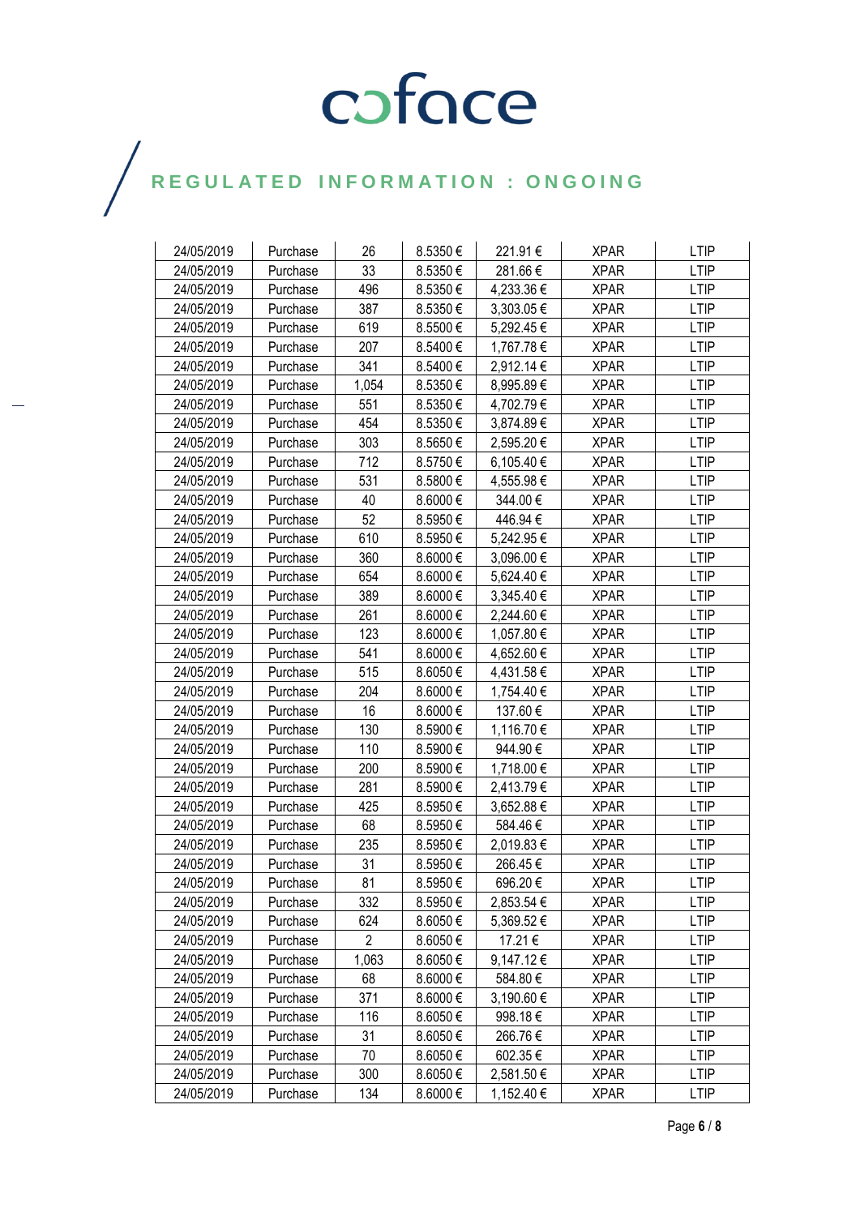| 24/05/2019 | Purchase | 26 | 8.5350 € | 221.91 € | XPAR | LTIP |
|---|---|---|---|---|---|---|
| 24/05/2019 | Purchase | 33 | 8.5350 € | 281.66 € | XPAR | LTIP |
| 24/05/2019 | Purchase | 496 | 8.5350 € | 4,233.36 € | XPAR | LTIP |
| 24/05/2019 | Purchase | 387 | 8.5350 € | 3,303.05 € | XPAR | LTIP |
| 24/05/2019 | Purchase | 619 | 8.5500 € | 5,292.45 € | XPAR | LTIP |
| 24/05/2019 | Purchase | 207 | 8.5400 € | 1,767.78 € | XPAR | LTIP |
| 24/05/2019 | Purchase | 341 | 8.5400 € | 2,912.14 € | XPAR | LTIP |
| 24/05/2019 | Purchase | 1,054 | 8.5350 € | 8,995.89 € | XPAR | LTIP |
| 24/05/2019 | Purchase | 551 | 8.5350 € | 4,702.79 € | XPAR | LTIP |
| 24/05/2019 | Purchase | 454 | 8.5350 € | 3,874.89 € | XPAR | LTIP |
| 24/05/2019 | Purchase | 303 | 8.5650 € | 2,595.20 € | XPAR | LTIP |
| 24/05/2019 | Purchase | 712 | 8.5750 € | 6,105.40 € | XPAR | LTIP |
| 24/05/2019 | Purchase | 531 | 8.5800 € | 4,555.98 € | XPAR | LTIP |
| 24/05/2019 | Purchase | 40 | 8.6000 € | 344.00 € | XPAR | LTIP |
| 24/05/2019 | Purchase | 52 | 8.5950 € | 446.94 € | XPAR | LTIP |
| 24/05/2019 | Purchase | 610 | 8.5950 € | 5,242.95 € | XPAR | LTIP |
| 24/05/2019 | Purchase | 360 | 8.6000 € | 3,096.00 € | XPAR | LTIP |
| 24/05/2019 | Purchase | 654 | 8.6000 € | 5,624.40 € | XPAR | LTIP |
| 24/05/2019 | Purchase | 389 | 8.6000 € | 3,345.40 € | XPAR | LTIP |
| 24/05/2019 | Purchase | 261 | 8.6000 € | 2,244.60 € | XPAR | LTIP |
| 24/05/2019 | Purchase | 123 | 8.6000 € | 1,057.80 € | XPAR | LTIP |
| 24/05/2019 | Purchase | 541 | 8.6000 € | 4,652.60 € | XPAR | LTIP |
| 24/05/2019 | Purchase | 515 | 8.6050 € | 4,431.58 € | XPAR | LTIP |
| 24/05/2019 | Purchase | 204 | 8.6000 € | 1,754.40 € | XPAR | LTIP |
| 24/05/2019 | Purchase | 16 | 8.6000 € | 137.60 € | XPAR | LTIP |
| 24/05/2019 | Purchase | 130 | 8.5900 € | 1,116.70 € | XPAR | LTIP |
| 24/05/2019 | Purchase | 110 | 8.5900 € | 944.90 € | XPAR | LTIP |
| 24/05/2019 | Purchase | 200 | 8.5900 € | 1,718.00 € | XPAR | LTIP |
| 24/05/2019 | Purchase | 281 | 8.5900 € | 2,413.79 € | XPAR | LTIP |
| 24/05/2019 | Purchase | 425 | 8.5950 € | 3,652.88 € | XPAR | LTIP |
| 24/05/2019 | Purchase | 68 | 8.5950 € | 584.46 € | XPAR | LTIP |
| 24/05/2019 | Purchase | 235 | 8.5950 € | 2,019.83 € | XPAR | LTIP |
| 24/05/2019 | Purchase | 31 | 8.5950 € | 266.45 € | XPAR | LTIP |
| 24/05/2019 | Purchase | 81 | 8.5950 € | 696.20 € | XPAR | LTIP |
| 24/05/2019 | Purchase | 332 | 8.5950 € | 2,853.54 € | XPAR | LTIP |
| 24/05/2019 | Purchase | 624 | 8.6050 € | 5,369.52 € | XPAR | LTIP |
| 24/05/2019 | Purchase | 2 | 8.6050 € | 17.21 € | XPAR | LTIP |
| 24/05/2019 | Purchase | 1,063 | 8.6050 € | 9,147.12 € | XPAR | LTIP |
| 24/05/2019 | Purchase | 68 | 8.6000 € | 584.80 € | XPAR | LTIP |
| 24/05/2019 | Purchase | 371 | 8.6000 € | 3,190.60 € | XPAR | LTIP |
| 24/05/2019 | Purchase | 116 | 8.6050 € | 998.18 € | XPAR | LTIP |
| 24/05/2019 | Purchase | 31 | 8.6050 € | 266.76 € | XPAR | LTIP |
| 24/05/2019 | Purchase | 70 | 8.6050 € | 602.35 € | XPAR | LTIP |
| 24/05/2019 | Purchase | 300 | 8.6050 € | 2,581.50 € | XPAR | LTIP |
| 24/05/2019 | Purchase | 134 | 8.6000 € | 1,152.40 € | XPAR | LTIP |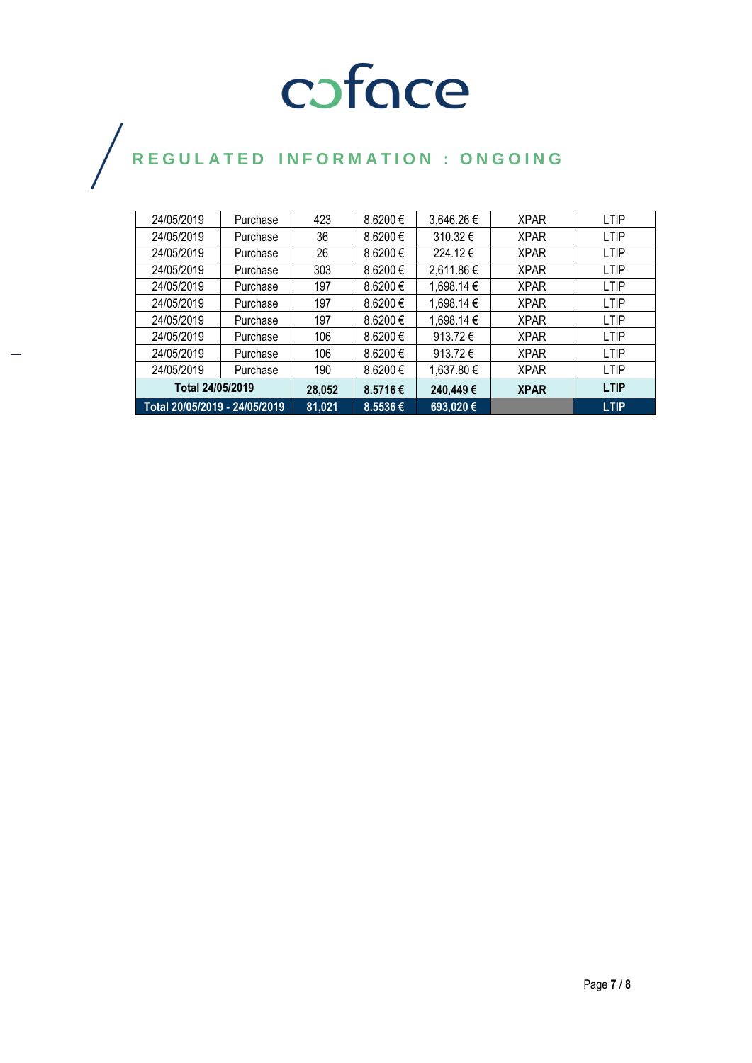| | | | | | | |
|---|---|---|---|---|---|---|
| 24/05/2019 | Purchase | 423 | 8.6200 € | 3,646.26 € | XPAR | LTIP |
| 24/05/2019 | Purchase | 36 | 8.6200 € | 310.32 € | XPAR | LTIP |
| 24/05/2019 | Purchase | 26 | 8.6200 € | 224.12 € | XPAR | LTIP |
| 24/05/2019 | Purchase | 303 | 8.6200 € | 2,611.86 € | XPAR | LTIP |
| 24/05/2019 | Purchase | 197 | 8.6200 € | 1,698.14 € | XPAR | LTIP |
| 24/05/2019 | Purchase | 197 | 8.6200 € | 1,698.14 € | XPAR | LTIP |
| 24/05/2019 | Purchase | 197 | 8.6200 € | 1,698.14 € | XPAR | LTIP |
| 24/05/2019 | Purchase | 106 | 8.6200 € | 913.72 € | XPAR | LTIP |
| 24/05/2019 | Purchase | 106 | 8.6200 € | 913.72 € | XPAR | LTIP |
| 24/05/2019 | Purchase | 190 | 8.6200 € | 1,637.80 € | XPAR | LTIP |
| **Total 24/05/2019** | | **28,052** | **8.5716 €** | **240,449 €** | **XPAR** | **LTIP** |
| **Total 20/05/2019 - 24/05/2019** | | **81,021** | **8.5536 €** | **693,020 €** | | **LTIP** |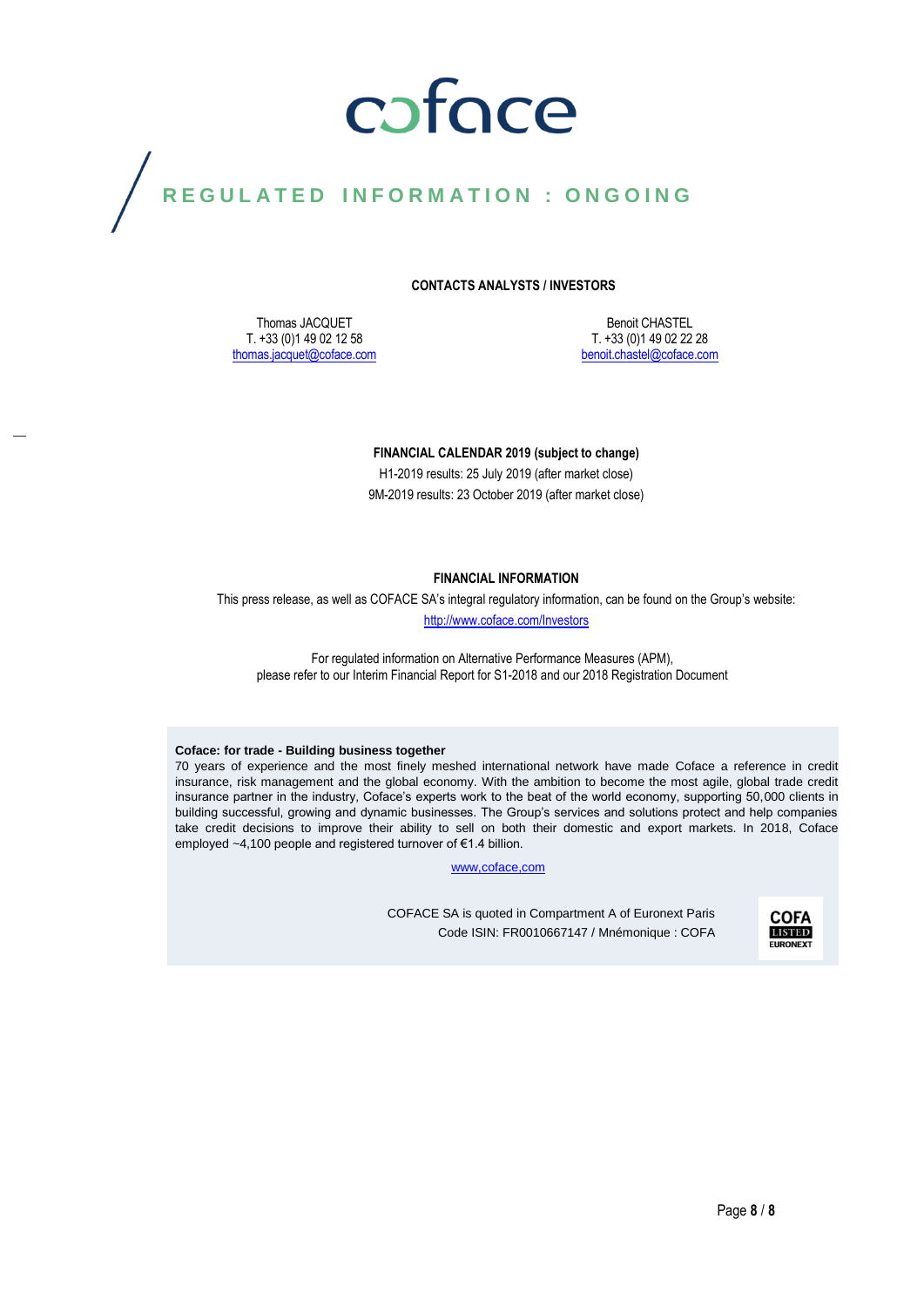coface

# REGULATED INFORMATION : ONGOING

**CONTACTS ANALYSTS / INVESTORS**

Thomas JACQUET
T. +33 (0)1 49 02 12 58
thomas.jacquet@coface.com

Benoit CHASTEL
T. +33 (0)1 49 02 22 28
benoit.chastel@coface.com

**FINANCIAL CALENDAR 2019 (subject to change)**

H1-2019 results: 25 July 2019 (after market close)
9M-2019 results: 23 October 2019 (after market close)

**FINANCIAL INFORMATION**

This press release, as well as COFACE SA's integral regulatory information, can be found on the Group's website:
http://www.coface.com/Investors

For regulated information on Alternative Performance Measures (APM),
please refer to our Interim Financial Report for S1-2018 and our 2018 Registration Document

**Coface: for trade - Building business together**
70 years of experience and the most finely meshed international network have made Coface a reference in credit insurance, risk management and the global economy. With the ambition to become the most agile, global trade credit insurance partner in the industry, Coface's experts work to the beat of the world economy, supporting 50,000 clients in building successful, growing and dynamic businesses. The Group's services and solutions protect and help companies take credit decisions to improve their ability to sell on both their domestic and export markets. In 2018, Coface employed ~4,100 people and registered turnover of €1.4 billion.

www,coface,com

COFACE SA is quoted in Compartment A of Euronext Paris
Code ISIN: FR0010667147 / Mnémonique : COFA

COFA
LISTED
EURONEXT